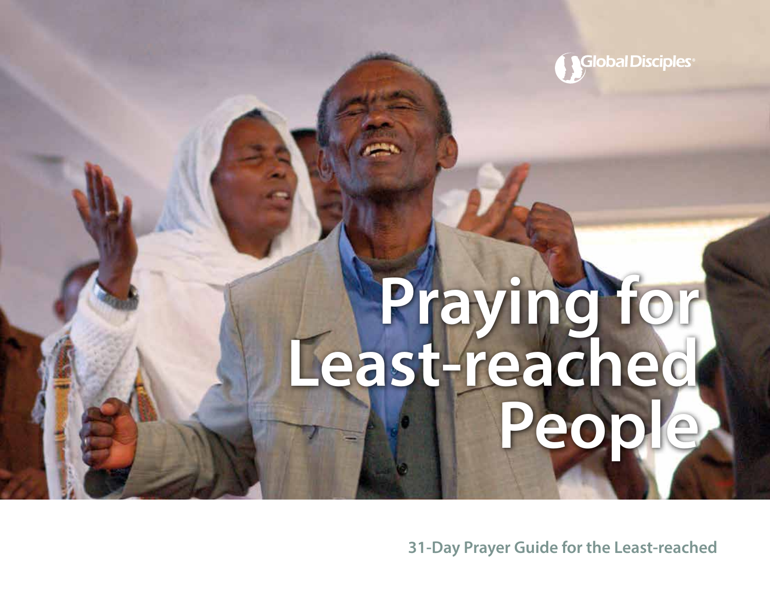Global Disciples®

# Praying for Least-reached People

31-Day Prayer Guide for the Least-reached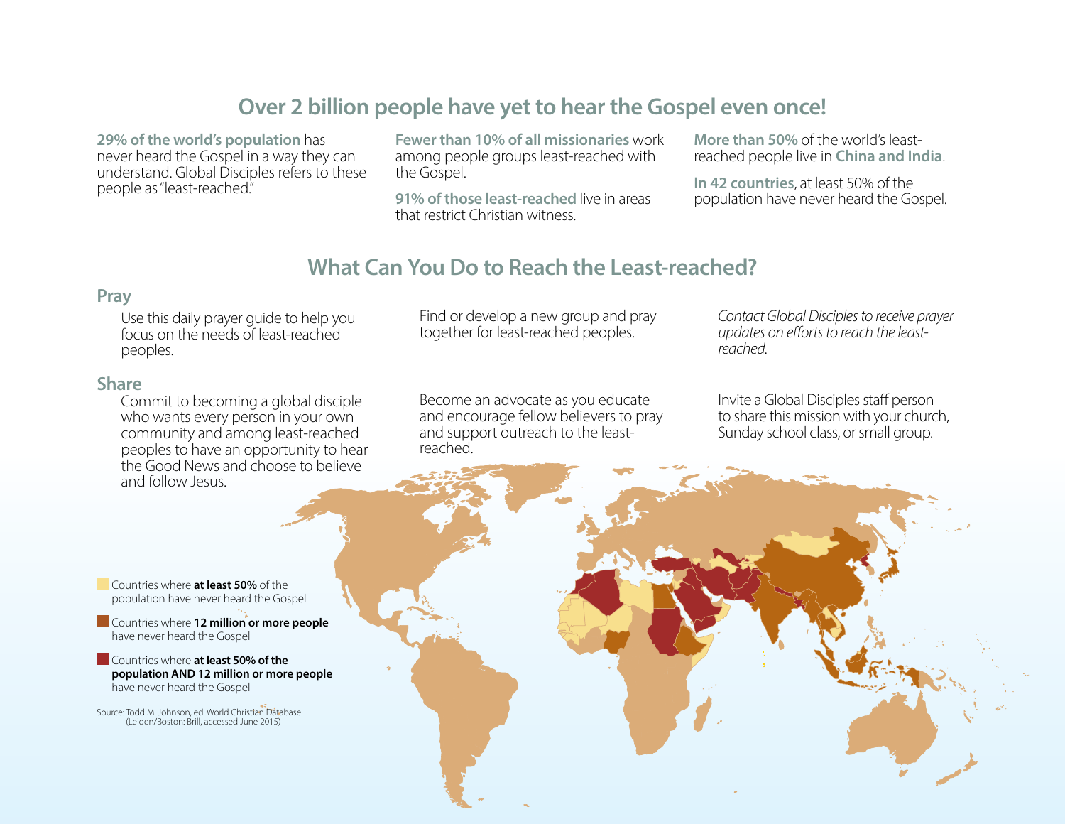## Over 2 billion people have yet to hear the Gospel even once!

**29% of the world's population** has never heard the Gospel in a way they can understand. Global Disciples refers to these people as "least-reached."

**Fewer than 10% of all missionaries** work among people groups least-reached with the Gospel.

**91% of those least-reached** live in areas that restrict Christian witness.

**More than 50%** of the world's least-reached people live in **China and India**.

**In 42 countries**, at least 50% of the population have never heard the Gospel.

## What Can You Do to Reach the Least-reached?

### Pray

Use this daily prayer guide to help you focus on the needs of least-reached peoples.

Find or develop a new group and pray together for least-reached peoples.

*Contact Global Disciples to receive prayer updates on efforts to reach the least-reached.*

### Share

Commit to becoming a global disciple who wants every person in your own community and among least-reached peoples to have an opportunity to hear the Good News and choose to believe and follow Jesus.

Become an advocate as you educate and encourage fellow believers to pray and support outreach to the least-reached.

Invite a Global Disciples staff person to share this mission with your church, Sunday school class, or small group.

- Countries where **at least 50%** of the population have never heard the Gospel
- Countries where **12 million or more people** have never heard the Gospel
- Countries where **at least 50% of the population AND 12 million or more people** have never heard the Gospel

Source: Todd M. Johnson, ed. World Christian Database (Leiden/Boston: Brill, accessed June 2015)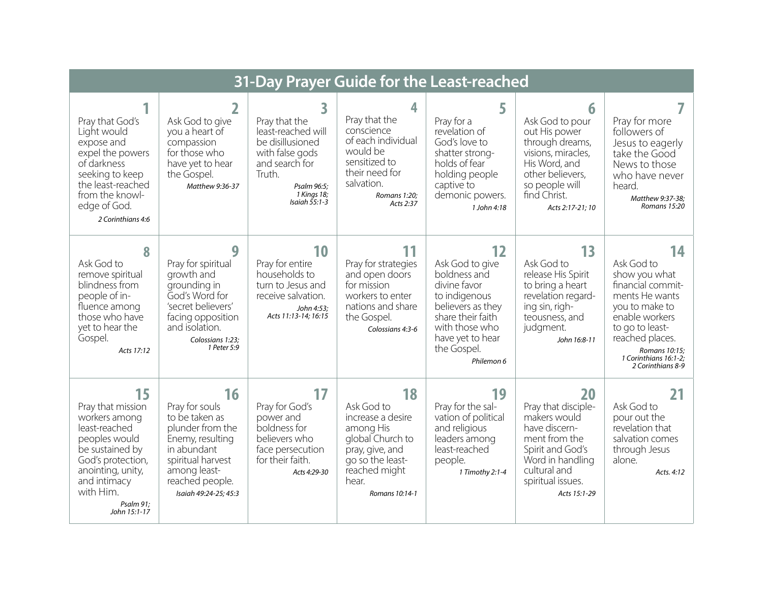# 31-Day Prayer Guide for the Least-reached

| 1 | 2 | 3 | 4 | 5 | 6 | 7 |
|---|---|---|---|---|---|---|
| Pray that God's Light would expose and expel the powers of darkness seeking to keep the least-reached from the knowledge of God. *2 Corinthians 4:6* | Ask God to give you a heart of compassion for those who have yet to hear the Gospel. *Matthew 9:36-37* | Pray that the least-reached will be disillusioned with false gods and search for Truth. *Psalm 96:5; 1 Kings 18; Isaiah 55:1-3* | Pray that the conscience of each individual would be sensitized to their need for salvation. *Romans 1:20; Acts 2:37* | Pray for a revelation of God's love to shatter strongholds of fear holding people captive to demonic powers. *1 John 4:18* | Ask God to pour out His power through dreams, visions, miracles, His Word, and other believers, so people will find Christ. *Acts 2:17-21; 10* | Pray for more followers of Jesus to eagerly take the Good News to those who have never heard. *Matthew 9:37-38; Romans 15:20* |
| **8** | **9** | **10** | **11** | **12** | **13** | **14** |
| Ask God to remove spiritual blindness from people of influence among those who have yet to hear the Gospel. *Acts 17:12* | Pray for spiritual growth and grounding in God's Word for 'secret believers' facing opposition and isolation. *Colossians 1:23; 1 Peter 5:9* | Pray for entire households to turn to Jesus and receive salvation. *John 4:53; Acts 11:13-14; 16:15* | Pray for strategies and open doors for mission workers to enter nations and share the Gospel. *Colossians 4:3-6* | Ask God to give boldness and divine favor to indigenous believers as they share their faith with those who have yet to hear the Gospel. *Philemon 6* | Ask God to release His Spirit to bring a heart revelation regarding sin, righteousness, and judgment. *John 16:8-11* | Ask God to show you what financial commitments He wants you to make to enable workers to go to least-reached places. *Romans 10:15; 1 Corinthians 16:1-2; 2 Corinthians 8-9* |
| **15** | **16** | **17** | **18** | **19** | **20** | **21** |
| Pray that mission workers among least-reached peoples would be sustained by God's protection, anointing, unity, and intimacy with Him. *Psalm 91; John 15:1-17* | Pray for souls to be taken as plunder from the Enemy, resulting in abundant spiritual harvest among least-reached people. *Isaiah 49:24-25; 45:3* | Pray for God's power and boldness for believers who face persecution for their faith. *Acts 4:29-30* | Ask God to increase a desire among His global Church to pray, give, and go so the least-reached might hear. *Romans 10:14-1* | Pray for the salvation of political and religious leaders among least-reached people. *1 Timothy 2:1-4* | Pray that disciple-makers would have discernment from the Spirit and God's Word in handling cultural and spiritual issues. *Acts 15:1-29* | Ask God to pour out the revelation that salvation comes through Jesus alone. *Acts. 4:12* |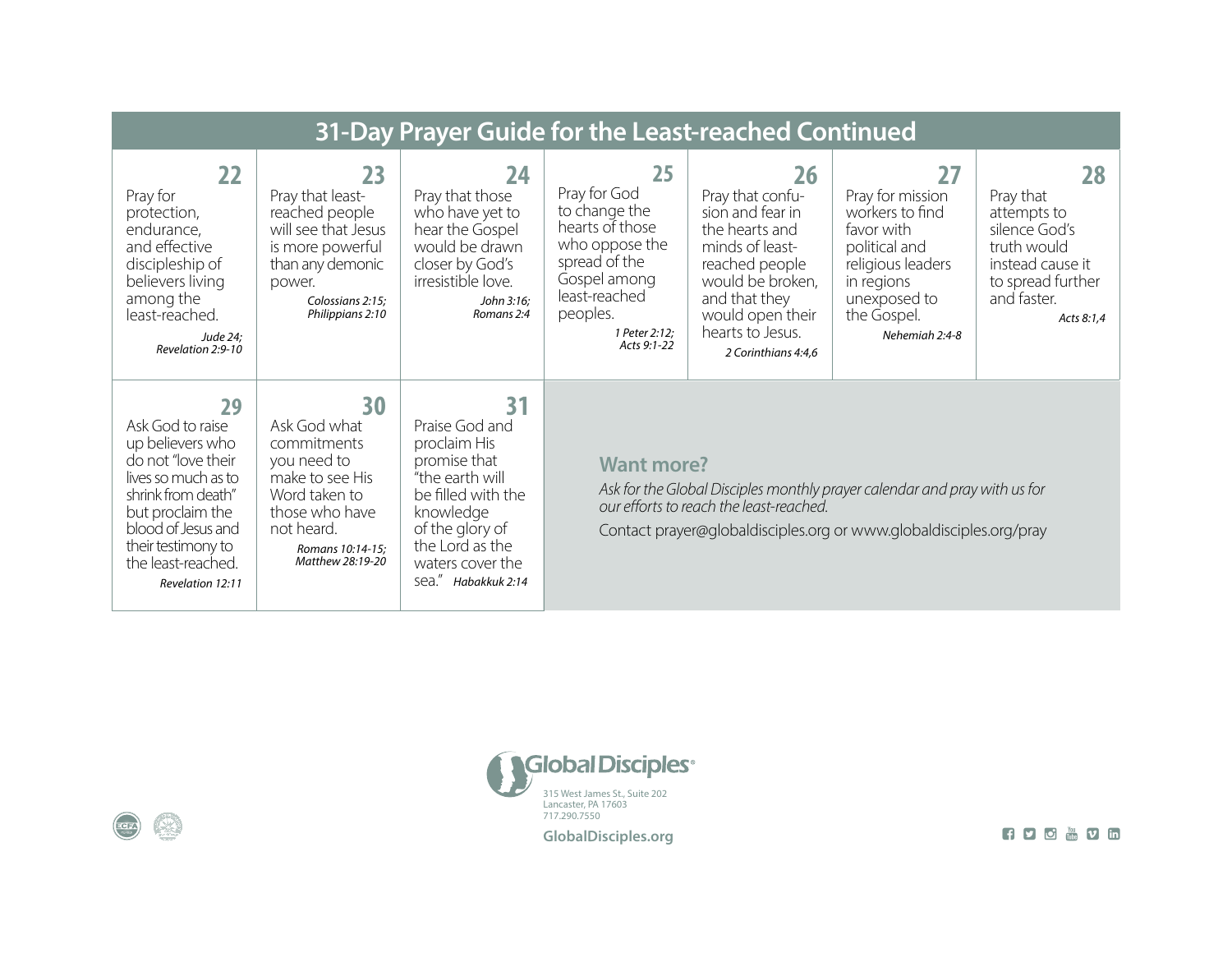# 31-Day Prayer Guide for the Least-reached Continued

**22**
Pray for protection, endurance, and effective discipleship of believers living among the least-reached.
*Jude 24; Revelation 2:9-10*

**23**
Pray that least-reached people will see that Jesus is more powerful than any demonic power.
*Colossians 2:15; Philippians 2:10*

**24**
Pray that those who have yet to hear the Gospel would be drawn closer by God's irresistible love.
*John 3:16; Romans 2:4*

**25**
Pray for God to change the hearts of those who oppose the spread of the Gospel among least-reached peoples.
*1 Peter 2:12; Acts 9:1-22*

**26**
Pray that confusion and fear in the hearts and minds of least-reached people would be broken, and that they would open their hearts to Jesus.
*2 Corinthians 4:4,6*

**27**
Pray for mission workers to find favor with political and religious leaders in regions unexposed to the Gospel.
*Nehemiah 2:4-8*

**28**
Pray that attempts to silence God's truth would instead cause it to spread further and faster.
*Acts 8:1,4*

**29**
Ask God to raise up believers who do not "love their lives so much as to shrink from death" but proclaim the blood of Jesus and their testimony to the least-reached.
*Revelation 12:11*

**30**
Ask God what commitments you need to make to see His Word taken to those who have not heard.
*Romans 10:14-15; Matthew 28:19-20*

**31**
Praise God and proclaim His promise that "the earth will be filled with the knowledge of the glory of the Lord as the waters cover the sea." *Habakkuk 2:14*

## Want more?

*Ask for the Global Disciples monthly prayer calendar and pray with us for our efforts to reach the least-reached.*

Contact prayer@globaldisciples.org or www.globaldisciples.org/pray

Global Disciples®
315 West James St., Suite 202
Lancaster, PA 17603
717.290.7550

GlobalDisciples.org